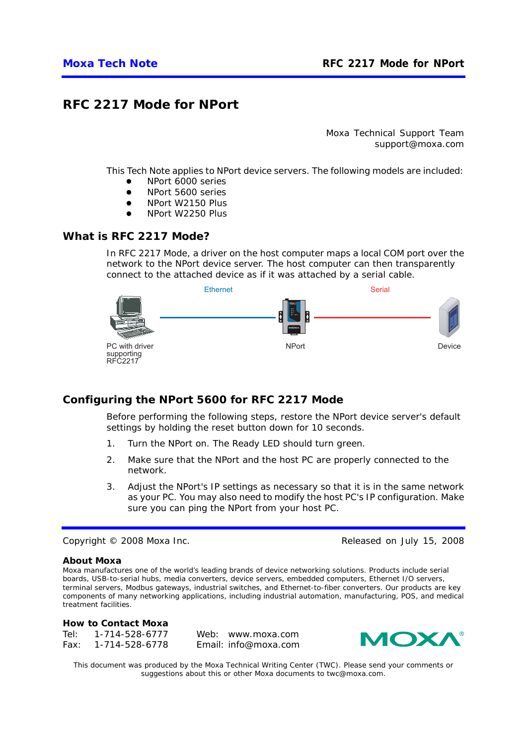# RFC 2217 Mode for NPort

Moxa Technical Support Team
support@moxa.com

This Tech Note applies to NPort device servers. The following models are included:

- NPort 6000 series
- NPort 5600 series
- NPort W2150 Plus
- NPort W2250 Plus

## What is RFC 2217 Mode?

In RFC 2217 Mode, a driver on the host computer maps a local COM port over the network to the NPort device server. The host computer can then transparently connect to the attached device as if it was attached by a serial cable.

Ethernet Serial

PC with driver supporting RFC2217 NPort Device

## Configuring the NPort 5600 for RFC 2217 Mode

Before performing the following steps, restore the NPort device server's default settings by holding the reset button down for 10 seconds.

1. Turn the NPort on. The Ready LED should turn green.
2. Make sure that the NPort and the host PC are properly connected to the network.
3. Adjust the NPort's IP settings as necessary so that it is in the same network as your PC. You may also need to modify the host PC's IP configuration. Make sure you can ping the NPort from your host PC.

Copyright © 2008 Moxa Inc. Released on July 15, 2008

**About Moxa**

Moxa manufactures one of the world's leading brands of device networking solutions. Products include serial boards, USB-to-serial hubs, media converters, device servers, embedded computers, Ethernet I/O servers, terminal servers, Modbus gateways, industrial switches, and Ethernet-to-fiber converters. Our products are key components of many networking applications, including industrial automation, manufacturing, POS, and medical treatment facilities.

**How to Contact Moxa**

Tel: 1-714-528-6777
Fax: 1-714-528-6778
Web: www.moxa.com
Email: info@moxa.com

This document was produced by the Moxa Technical Writing Center (TWC). Please send your comments or suggestions about this or other Moxa documents to twc@moxa.com.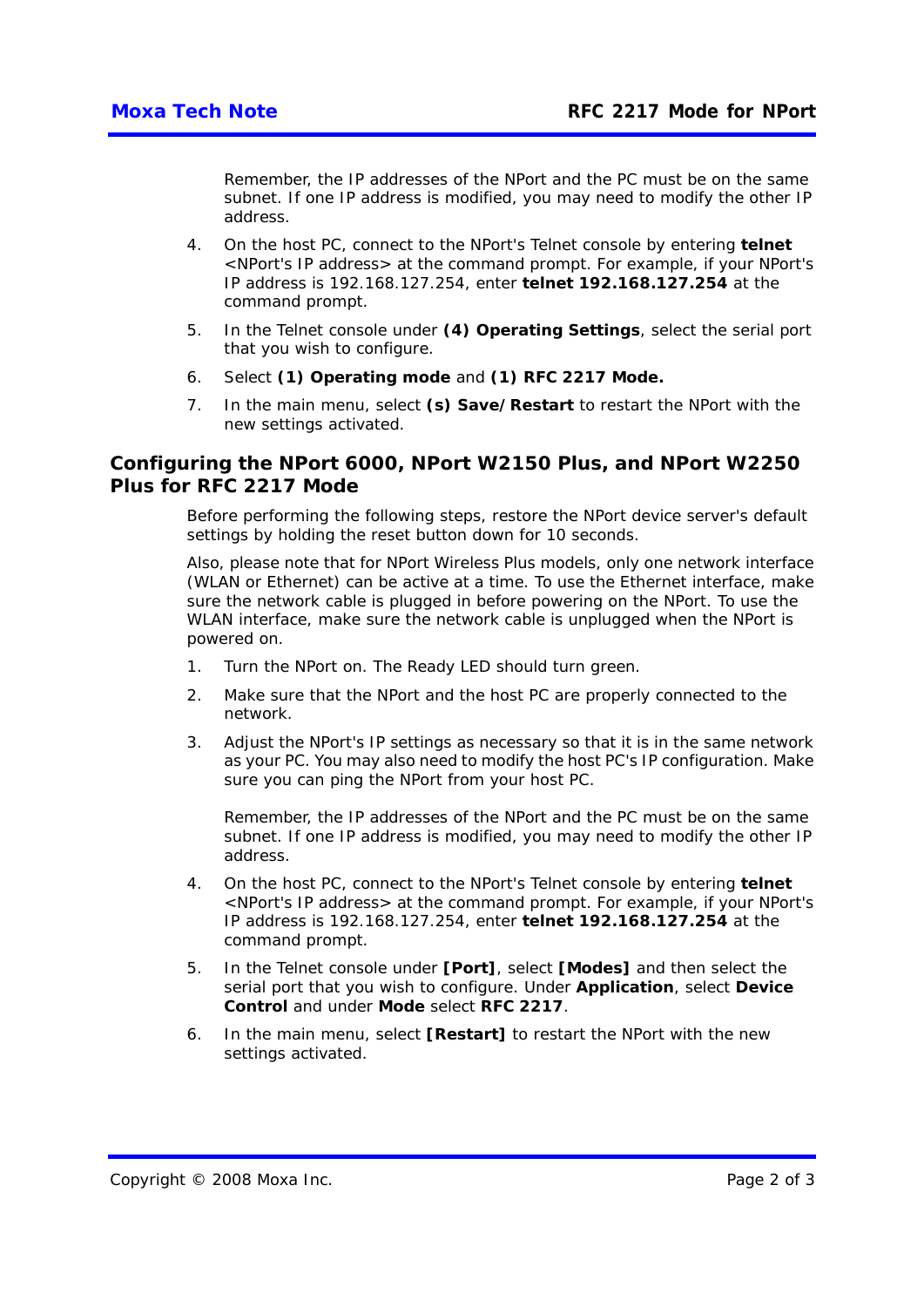Remember, the IP addresses of the NPort and the PC must be on the same subnet. If one IP address is modified, you may need to modify the other IP address.

4. On the host PC, connect to the NPort's Telnet console by entering **telnet** <NPort's IP address> at the command prompt. For example, if your NPort's IP address is 192.168.127.254, enter **telnet 192.168.127.254** at the command prompt.

5. In the Telnet console under **(4) Operating Settings**, select the serial port that you wish to configure.

6. Select **(1) Operating mode** and **(1) RFC 2217 Mode.**

7. In the main menu, select **(s) Save/Restart** to restart the NPort with the new settings activated.

## Configuring the NPort 6000, NPort W2150 Plus, and NPort W2250 Plus for RFC 2217 Mode

Before performing the following steps, restore the NPort device server's default settings by holding the reset button down for 10 seconds.

Also, please note that for NPort Wireless Plus models, only one network interface (WLAN or Ethernet) can be active at a time. To use the Ethernet interface, make sure the network cable is plugged in before powering on the NPort. To use the WLAN interface, make sure the network cable is unplugged when the NPort is powered on.

1. Turn the NPort on. The Ready LED should turn green.

2. Make sure that the NPort and the host PC are properly connected to the network.

3. Adjust the NPort's IP settings as necessary so that it is in the same network as your PC. You may also need to modify the host PC's IP configuration. Make sure you can ping the NPort from your host PC.

   Remember, the IP addresses of the NPort and the PC must be on the same subnet. If one IP address is modified, you may need to modify the other IP address.

4. On the host PC, connect to the NPort's Telnet console by entering **telnet** <NPort's IP address> at the command prompt. For example, if your NPort's IP address is 192.168.127.254, enter **telnet 192.168.127.254** at the command prompt.

5. In the Telnet console under **[Port]**, select **[Modes]** and then select the serial port that you wish to configure. Under **Application**, select **Device Control** and under **Mode** select **RFC 2217**.

6. In the main menu, select **[Restart]** to restart the NPort with the new settings activated.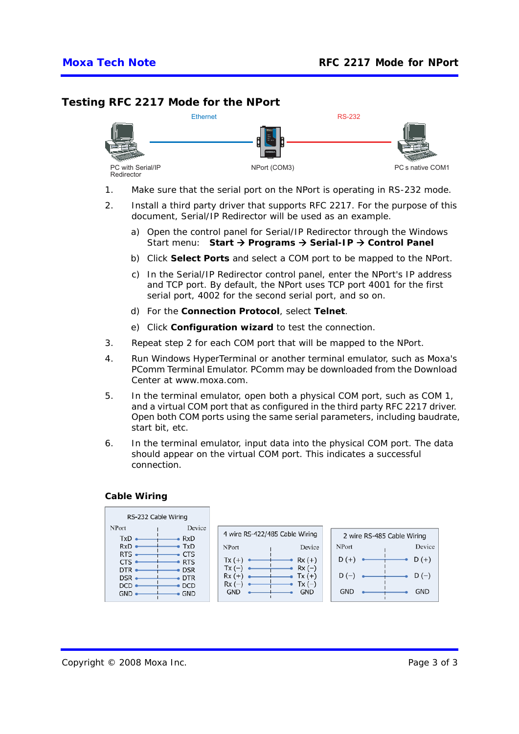## Testing RFC 2217 Mode for the NPort

Ethernet

RS-232

PC with Serial/IP Redirector

NPort (COM3)

PC s native COM1

1. Make sure that the serial port on the NPort is operating in RS-232 mode.
2. Install a third party driver that supports RFC 2217. For the purpose of this document, Serial/IP Redirector will be used as an example.
   a) Open the control panel for Serial/IP Redirector through the Windows Start menu: **Start → Programs → Serial-IP → Control Panel**
   b) Click **Select Ports** and select a COM port to be mapped to the NPort.
   c) In the Serial/IP Redirector control panel, enter the NPort's IP address and TCP port. By default, the NPort uses TCP port 4001 for the first serial port, 4002 for the second serial port, and so on.
   d) For the **Connection Protocol**, select **Telnet**.
   e) Click **Configuration wizard** to test the connection.
3. Repeat step 2 for each COM port that will be mapped to the NPort.
4. Run Windows HyperTerminal or another terminal emulator, such as Moxa's PComm Terminal Emulator. PComm may be downloaded from the Download Center at www.moxa.com.
5. In the terminal emulator, open both a physical COM port, such as COM 1, and a virtual COM port that as configured in the third party RFC 2217 driver. Open both COM ports using the same serial parameters, including baudrate, start bit, etc.
6. In the terminal emulator, input data into the physical COM port. The data should appear on the virtual COM port. This indicates a successful connection.

### Cable Wiring

RS-232 Cable Wiring

| NPort | Device |
|---|---|
| TxD | RxD |
| RxD | TxD |
| RTS | CTS |
| CTS | RTS |
| DTR | DSR |
| DSR | DTR |
| DCD | DCD |
| GND | GND |

4 wire RS-422/485 Cable Wiring

| NPort | Device |
|---|---|
| Tx (+) | Rx (+) |
| Tx (−) | Rx (−) |
| Rx (+) | Tx (+) |
| Rx (−) | Tx (−) |
| GND | GND |

2 wire RS-485 Cable Wiring

| NPort | Device |
|---|---|
| D (+) | D (+) |
| D (−) | D (−) |
| GND | GND |